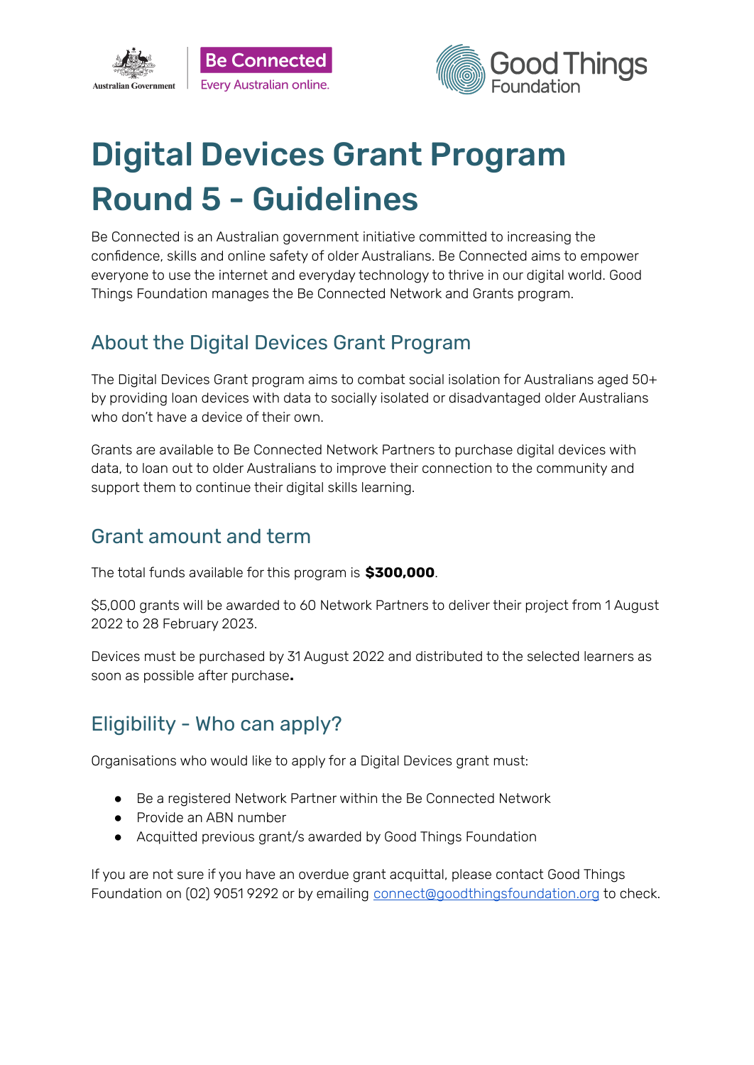# Digital Devices Grant Program Round 5 - Guidelines

Be Connected is an Australian government initiative committed to increasing the confidence, skills and online safety of older Australians. Be Connected aims to empower everyone to use the internet and everyday technology to thrive in our digital world. Good Things Foundation manages the Be Connected Network and Grants program.

## About the Digital Devices Grant Program

The Digital Devices Grant program aims to combat social isolation for Australians aged 50+ by providing loan devices with data to socially isolated or disadvantaged older Australians who don't have a device of their own.

Grants are available to Be Connected Network Partners to purchase digital devices with data, to loan out to older Australians to improve their connection to the community and support them to continue their digital skills learning.

## Grant amount and term

The total funds available for this program is **$300,000**.

$5,000 grants will be awarded to 60 Network Partners to deliver their project from 1 August 2022 to 28 February 2023.

Devices must be purchased by 31 August 2022 and distributed to the selected learners as soon as possible after purchase**.**

## Eligibility - Who can apply?

Organisations who would like to apply for a Digital Devices grant must:

- Be a registered Network Partner within the Be Connected Network
- Provide an ABN number
- Acquitted previous grant/s awarded by Good Things Foundation

If you are not sure if you have an overdue grant acquittal, please contact Good Things Foundation on (02) 9051 9292 or by emailing connect@goodthingsfoundation.org to check.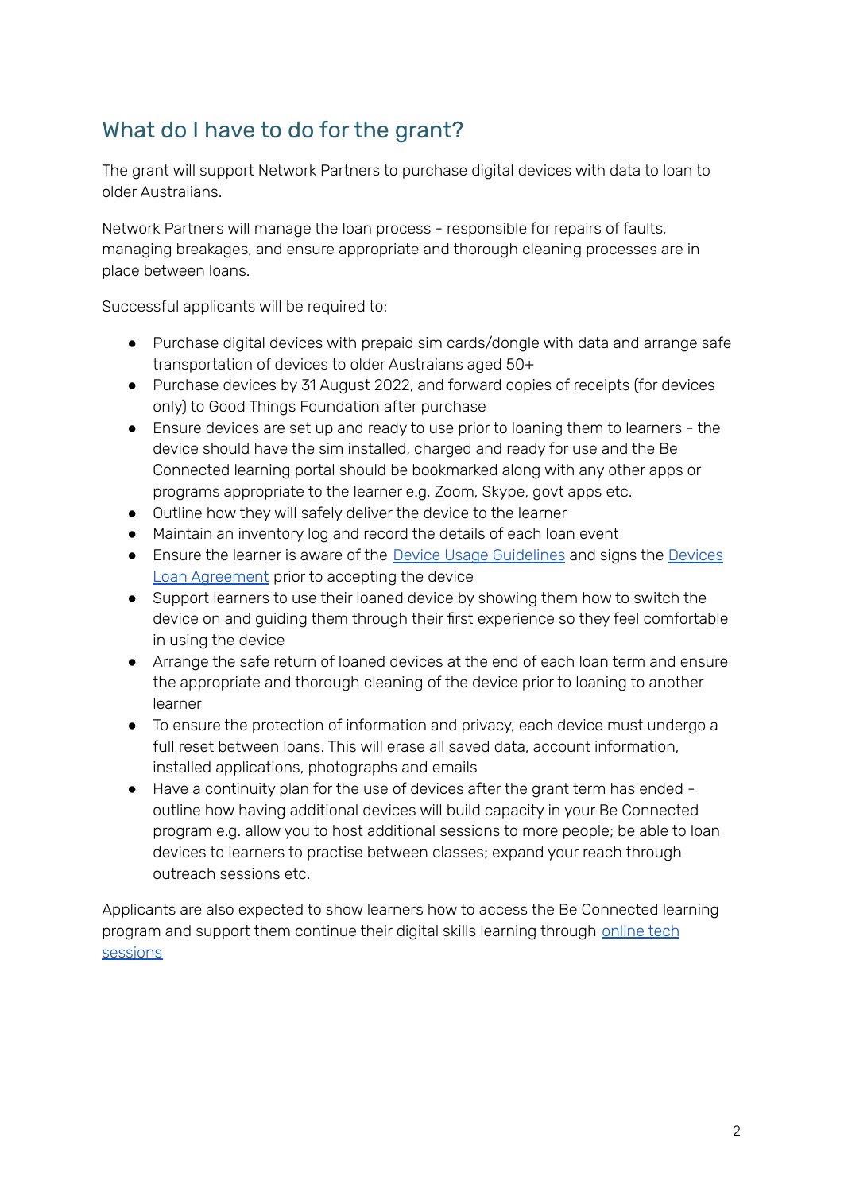## What do I have to do for the grant?

The grant will support Network Partners to purchase digital devices with data to loan to older Australians.

Network Partners will manage the loan process - responsible for repairs of faults, managing breakages, and ensure appropriate and thorough cleaning processes are in place between loans.

Successful applicants will be required to:

- Purchase digital devices with prepaid sim cards/dongle with data and arrange safe transportation of devices to older Austraians aged 50+
- Purchase devices by 31 August 2022, and forward copies of receipts (for devices only) to Good Things Foundation after purchase
- Ensure devices are set up and ready to use prior to loaning them to learners - the device should have the sim installed, charged and ready for use and the Be Connected learning portal should be bookmarked along with any other apps or programs appropriate to the learner e.g. Zoom, Skype, govt apps etc.
- Outline how they will safely deliver the device to the learner
- Maintain an inventory log and record the details of each loan event
- Ensure the learner is aware of the [Device Usage Guidelines]() and signs the [Devices Loan Agreement]() prior to accepting the device
- Support learners to use their loaned device by showing them how to switch the device on and guiding them through their first experience so they feel comfortable in using the device
- Arrange the safe return of loaned devices at the end of each loan term and ensure the appropriate and thorough cleaning of the device prior to loaning to another learner
- To ensure the protection of information and privacy, each device must undergo a full reset between loans. This will erase all saved data, account information, installed applications, photographs and emails
- Have a continuity plan for the use of devices after the grant term has ended - outline how having additional devices will build capacity in your Be Connected program e.g. allow you to host additional sessions to more people; be able to loan devices to learners to practise between classes; expand your reach through outreach sessions etc.

Applicants are also expected to show learners how to access the Be Connected learning program and support them continue their digital skills learning through [online tech sessions]()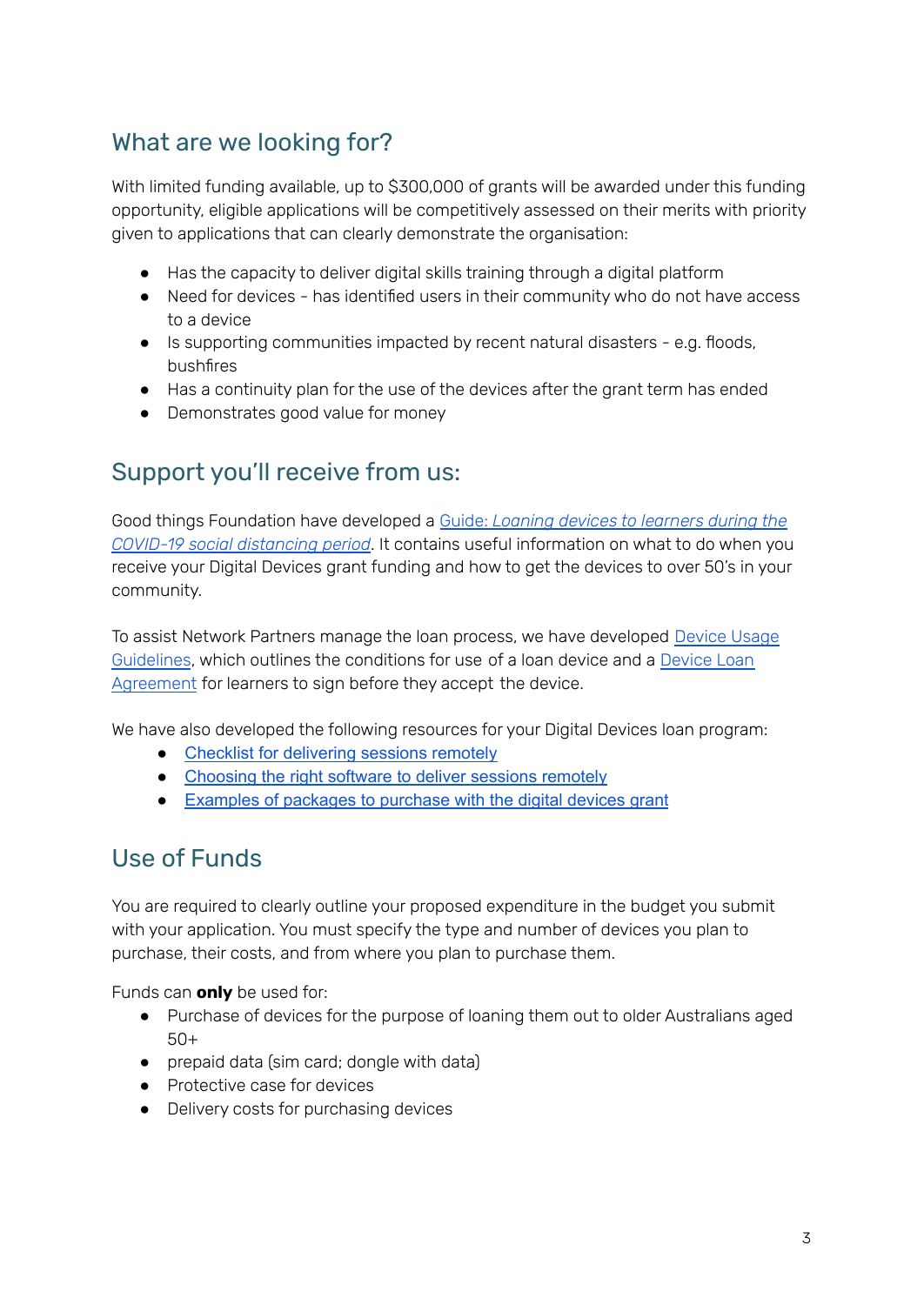## What are we looking for?

With limited funding available, up to $300,000 of grants will be awarded under this funding opportunity, eligible applications will be competitively assessed on their merits with priority given to applications that can clearly demonstrate the organisation:

- Has the capacity to deliver digital skills training through a digital platform
- Need for devices - has identified users in their community who do not have access to a device
- Is supporting communities impacted by recent natural disasters - e.g. floods, bushfires
- Has a continuity plan for the use of the devices after the grant term has ended
- Demonstrates good value for money

## Support you'll receive from us:

Good things Foundation have developed a Guide: *Loaning devices to learners during the COVID-19 social distancing period*. It contains useful information on what to do when you receive your Digital Devices grant funding and how to get the devices to over 50's in your community.

To assist Network Partners manage the loan process, we have developed Device Usage Guidelines, which outlines the conditions for use of a loan device and a Device Loan Agreement for learners to sign before they accept the device.

We have also developed the following resources for your Digital Devices loan program:

- Checklist for delivering sessions remotely
- Choosing the right software to deliver sessions remotely
- Examples of packages to purchase with the digital devices grant

## Use of Funds

You are required to clearly outline your proposed expenditure in the budget you submit with your application. You must specify the type and number of devices you plan to purchase, their costs, and from where you plan to purchase them.

Funds can **only** be used for:

- Purchase of devices for the purpose of loaning them out to older Australians aged 50+
- prepaid data (sim card; dongle with data)
- Protective case for devices
- Delivery costs for purchasing devices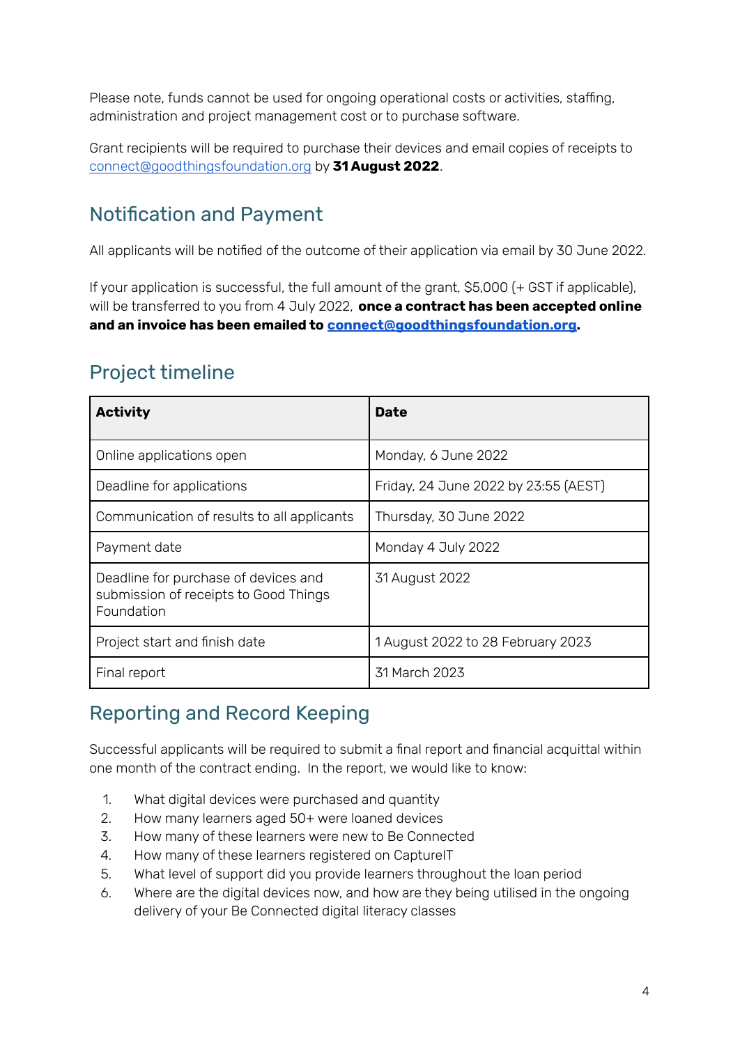Please note, funds cannot be used for ongoing operational costs or activities, staffing, administration and project management cost or to purchase software.

Grant recipients will be required to purchase their devices and email copies of receipts to [connect@goodthingsfoundation.org](mailto:connect@goodthingsfoundation.org) by **31 August 2022**.

## Notification and Payment

All applicants will be notified of the outcome of their application via email by 30 June 2022.

If your application is successful, the full amount of the grant, $5,000 (+ GST if applicable), will be transferred to you from 4 July 2022, **once a contract has been accepted online and an invoice has been emailed to [connect@goodthingsfoundation.org](mailto:connect@goodthingsfoundation.org).**

## Project timeline

| **Activity** | **Date** |
| --- | --- |
| Online applications open | Monday, 6 June 2022 |
| Deadline for applications | Friday, 24 June 2022 by 23:55 (AEST) |
| Communication of results to all applicants | Thursday, 30 June 2022 |
| Payment date | Monday 4 July 2022 |
| Deadline for purchase of devices and submission of receipts to Good Things Foundation | 31 August 2022 |
| Project start and finish date | 1 August 2022 to 28 February 2023 |
| Final report | 31 March 2023 |

## Reporting and Record Keeping

Successful applicants will be required to submit a final report and financial acquittal within one month of the contract ending. In the report, we would like to know:

1. What digital devices were purchased and quantity
2. How many learners aged 50+ were loaned devices
3. How many of these learners were new to Be Connected
4. How many of these learners registered on CaptureIT
5. What level of support did you provide learners throughout the loan period
6. Where are the digital devices now, and how are they being utilised in the ongoing delivery of your Be Connected digital literacy classes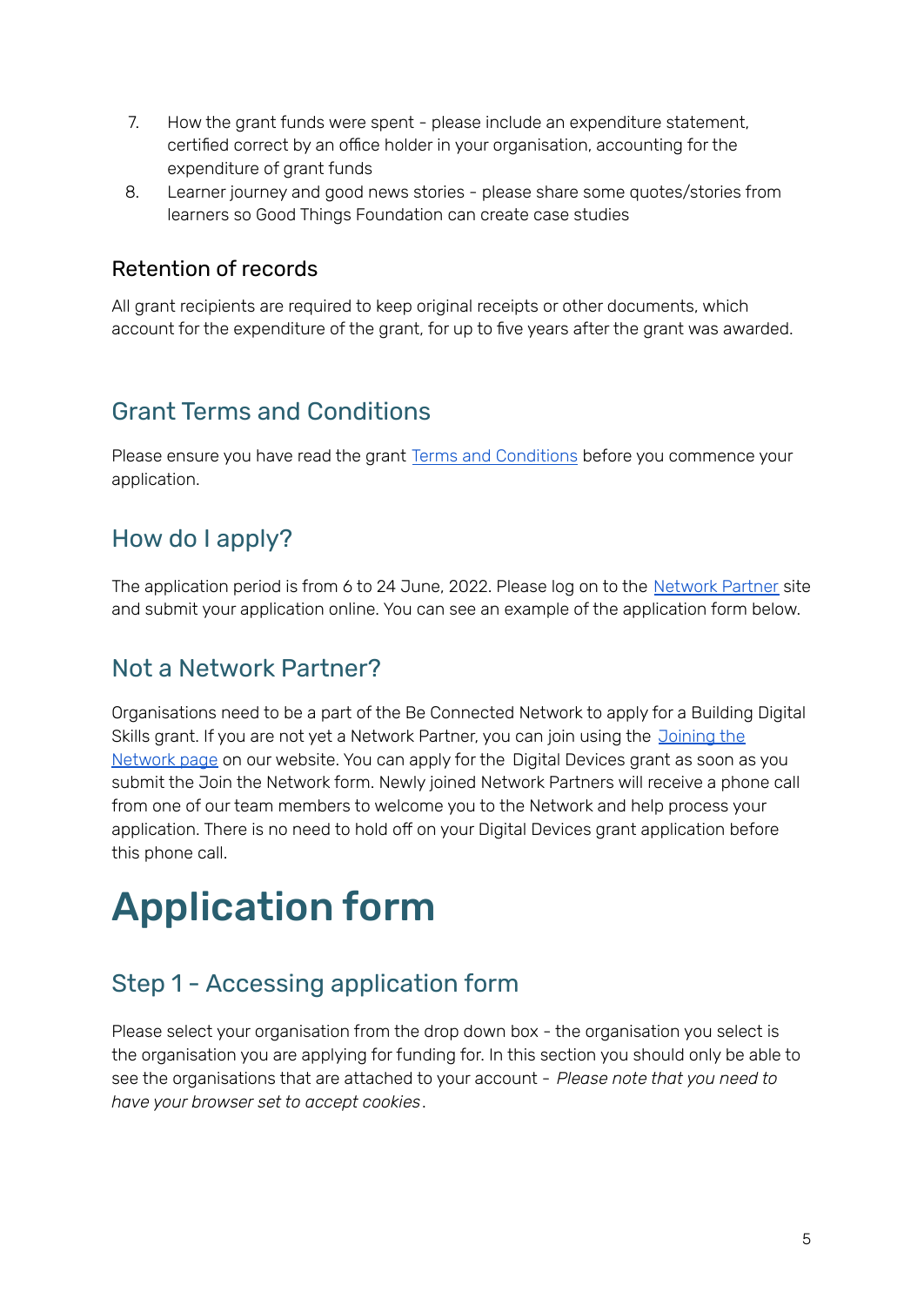7. How the grant funds were spent - please include an expenditure statement, certified correct by an office holder in your organisation, accounting for the expenditure of grant funds
8. Learner journey and good news stories - please share some quotes/stories from learners so Good Things Foundation can create case studies

### Retention of records

All grant recipients are required to keep original receipts or other documents, which account for the expenditure of the grant, for up to five years after the grant was awarded.

## Grant Terms and Conditions

Please ensure you have read the grant Terms and Conditions before you commence your application.

## How do I apply?

The application period is from 6 to 24 June, 2022. Please log on to the Network Partner site and submit your application online. You can see an example of the application form below.

## Not a Network Partner?

Organisations need to be a part of the Be Connected Network to apply for a Building Digital Skills grant. If you are not yet a Network Partner, you can join using the Joining the Network page on our website. You can apply for the Digital Devices grant as soon as you submit the Join the Network form. Newly joined Network Partners will receive a phone call from one of our team members to welcome you to the Network and help process your application. There is no need to hold off on your Digital Devices grant application before this phone call.

# Application form

## Step 1 - Accessing application form

Please select your organisation from the drop down box - the organisation you select is the organisation you are applying for funding for. In this section you should only be able to see the organisations that are attached to your account - *Please note that you need to have your browser set to accept cookies*.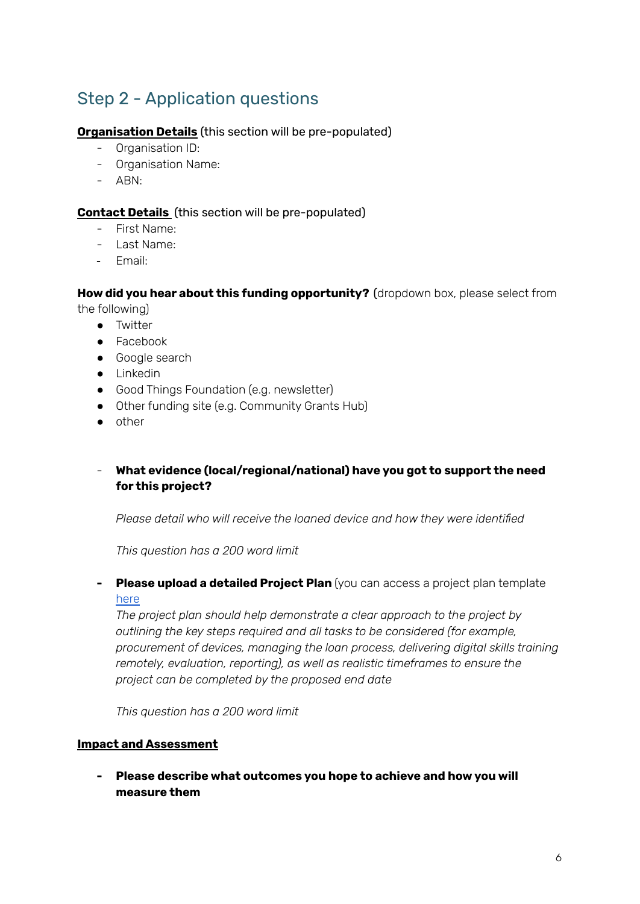## Step 2 - Application questions

**<u>Organisation Details</u>** (this section will be pre-populated)

- Organisation ID:
- Organisation Name:
- ABN:

**<u>Contact Details</u>** (this section will be pre-populated)

- First Name:
- Last Name:
- Email:

**How did you hear about this funding opportunity?** (dropdown box, please select from the following)

- Twitter
- Facebook
- Google search
- Linkedin
- Good Things Foundation (e.g. newsletter)
- Other funding site (e.g. Community Grants Hub)
- other

- **What evidence (local/regional/national) have you got to support the need for this project?**

  *Please detail who will receive the loaned device and how they were identified*

  *This question has a 200 word limit*

- **Please upload a detailed Project Plan** (you can access a project plan template [here]()

  *The project plan should help demonstrate a clear approach to the project by outlining the key steps required and all tasks to be considered (for example, procurement of devices, managing the loan process, delivering digital skills training remotely, evaluation, reporting), as well as realistic timeframes to ensure the project can be completed by the proposed end date*

  *This question has a 200 word limit*

**<u>Impact and Assessment</u>**

- **Please describe what outcomes you hope to achieve and how you will measure them**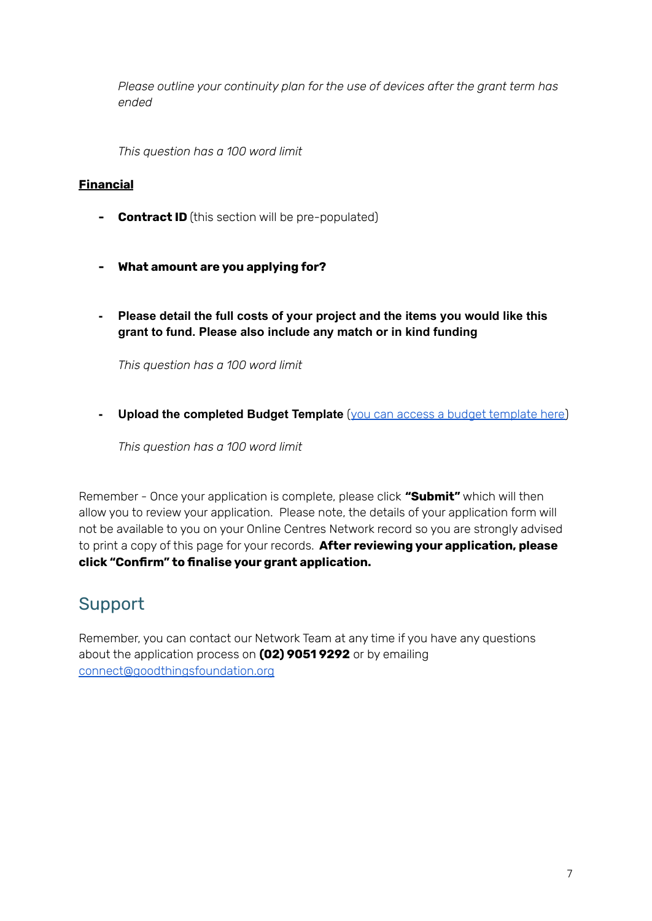*Please outline your continuity plan for the use of devices after the grant term has ended*

*This question has a 100 word limit*

**Financial**

- **Contract ID** (this section will be pre-populated)

- **What amount are you applying for?**

- **Please detail the full costs of your project and the items you would like this grant to fund. Please also include any match or in kind funding**

  *This question has a 100 word limit*

- **Upload the completed Budget Template** (you can access a budget template here)

  *This question has a 100 word limit*

Remember - Once your application is complete, please click **"Submit"** which will then allow you to review your application. Please note, the details of your application form will not be available to you on your Online Centres Network record so you are strongly advised to print a copy of this page for your records. **After reviewing your application, please click "Confirm" to finalise your grant application.**

## Support

Remember, you can contact our Network Team at any time if you have any questions about the application process on **(02) 9051 9292** or by emailing connect@goodthingsfoundation.org